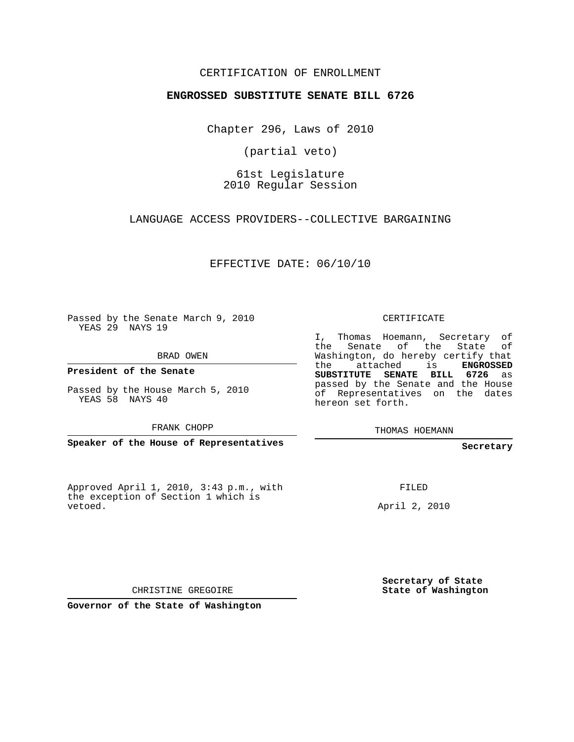CERTIFICATION OF ENROLLMENT

**ENGROSSED SUBSTITUTE SENATE BILL 6726**

Chapter 296, Laws of 2010

(partial veto)

61st Legislature
2010 Regular Session

LANGUAGE ACCESS PROVIDERS--COLLECTIVE BARGAINING

EFFECTIVE DATE: 06/10/10

Passed by the Senate March 9, 2010
YEAS 29 NAYS 19

BRAD OWEN

**President of the Senate**

Passed by the House March 5, 2010
YEAS 58 NAYS 40

FRANK CHOPP

**Speaker of the House of Representatives**

Approved April 1, 2010, 3:43 p.m., with the exception of Section 1 which is vetoed.

CHRISTINE GREGOIRE

**Governor of the State of Washington**

CERTIFICATE

I, Thomas Hoemann, Secretary of the Senate of the State of Washington, do hereby certify that the attached is **ENGROSSED SUBSTITUTE SENATE BILL 6726** as passed by the Senate and the House of Representatives on the dates hereon set forth.

THOMAS HOEMANN

**Secretary**

FILED

April 2, 2010

**Secretary of State**
**State of Washington**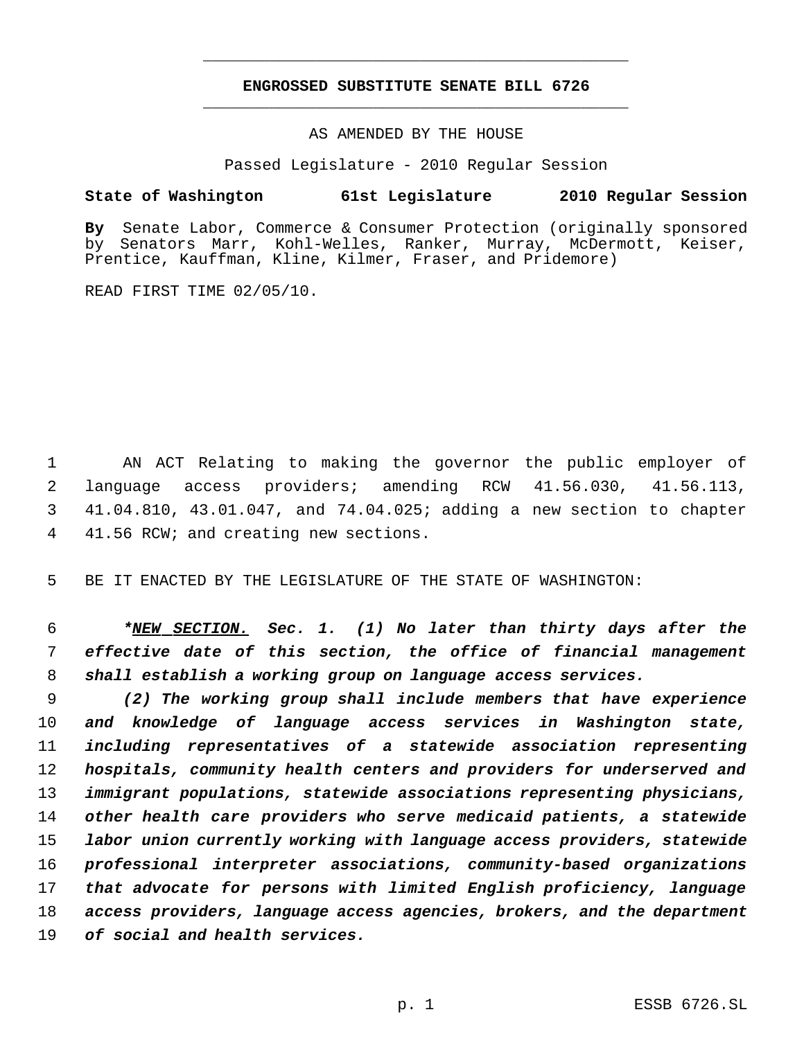# ENGROSSED SUBSTITUTE SENATE BILL 6726

AS AMENDED BY THE HOUSE

Passed Legislature - 2010 Regular Session

**State of Washington 61st Legislature 2010 Regular Session**

**By** Senate Labor, Commerce & Consumer Protection (originally sponsored by Senators Marr, Kohl-Welles, Ranker, Murray, McDermott, Keiser, Prentice, Kauffman, Kline, Kilmer, Fraser, and Pridemore)

READ FIRST TIME 02/05/10.

AN ACT Relating to making the governor the public employer of language access providers; amending RCW 41.56.030, 41.56.113, 41.04.810, 43.01.047, and 74.04.025; adding a new section to chapter 41.56 RCW; and creating new sections.

BE IT ENACTED BY THE LEGISLATURE OF THE STATE OF WASHINGTON:

***NEW SECTION. Sec. 1. (1) No later than thirty days after the effective date of this section, the office of financial management shall establish a working group on language access services.***

***(2) The working group shall include members that have experience and knowledge of language access services in Washington state, including representatives of a statewide association representing hospitals, community health centers and providers for underserved and immigrant populations, statewide associations representing physicians, other health care providers who serve medicaid patients, a statewide labor union currently working with language access providers, statewide professional interpreter associations, community-based organizations that advocate for persons with limited English proficiency, language access providers, language access agencies, brokers, and the department of social and health services.***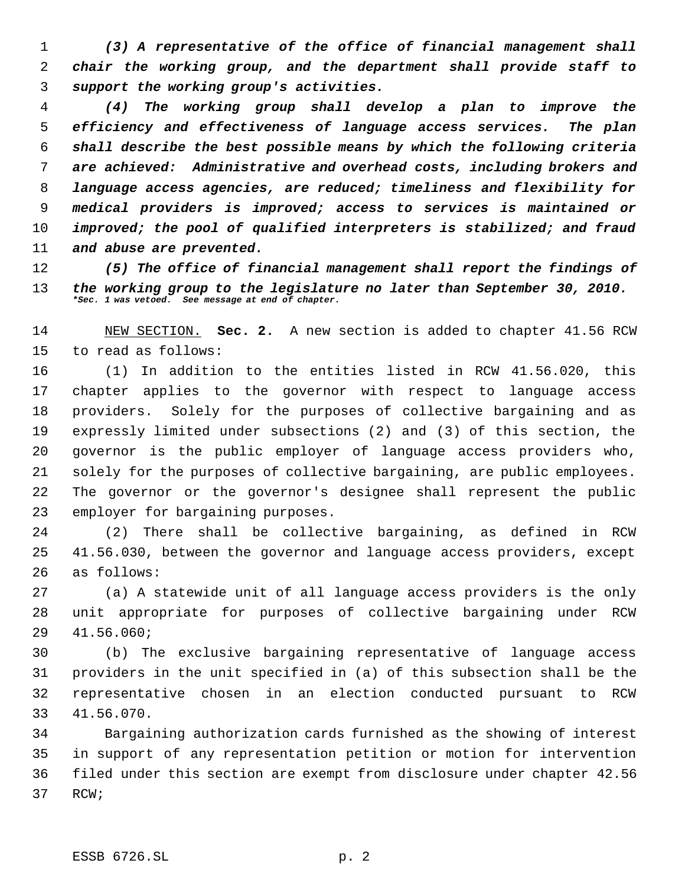*(3) A representative of the office of financial management shall chair the working group, and the department shall provide staff to support the working group's activities.*

*(4) The working group shall develop a plan to improve the efficiency and effectiveness of language access services. The plan shall describe the best possible means by which the following criteria are achieved: Administrative and overhead costs, including brokers and language access agencies, are reduced; timeliness and flexibility for medical providers is improved; access to services is maintained or improved; the pool of qualified interpreters is stabilized; and fraud and abuse are prevented.*

*(5) The office of financial management shall report the findings of the working group to the legislature no later than September 30, 2010.*
*\*Sec. 1 was vetoed. See message at end of chapter.*

NEW SECTION. **Sec. 2.** A new section is added to chapter 41.56 RCW to read as follows:

(1) In addition to the entities listed in RCW 41.56.020, this chapter applies to the governor with respect to language access providers. Solely for the purposes of collective bargaining and as expressly limited under subsections (2) and (3) of this section, the governor is the public employer of language access providers who, solely for the purposes of collective bargaining, are public employees. The governor or the governor's designee shall represent the public employer for bargaining purposes.

(2) There shall be collective bargaining, as defined in RCW 41.56.030, between the governor and language access providers, except as follows:

(a) A statewide unit of all language access providers is the only unit appropriate for purposes of collective bargaining under RCW 41.56.060;

(b) The exclusive bargaining representative of language access providers in the unit specified in (a) of this subsection shall be the representative chosen in an election conducted pursuant to RCW 41.56.070.

Bargaining authorization cards furnished as the showing of interest in support of any representation petition or motion for intervention filed under this section are exempt from disclosure under chapter 42.56 RCW;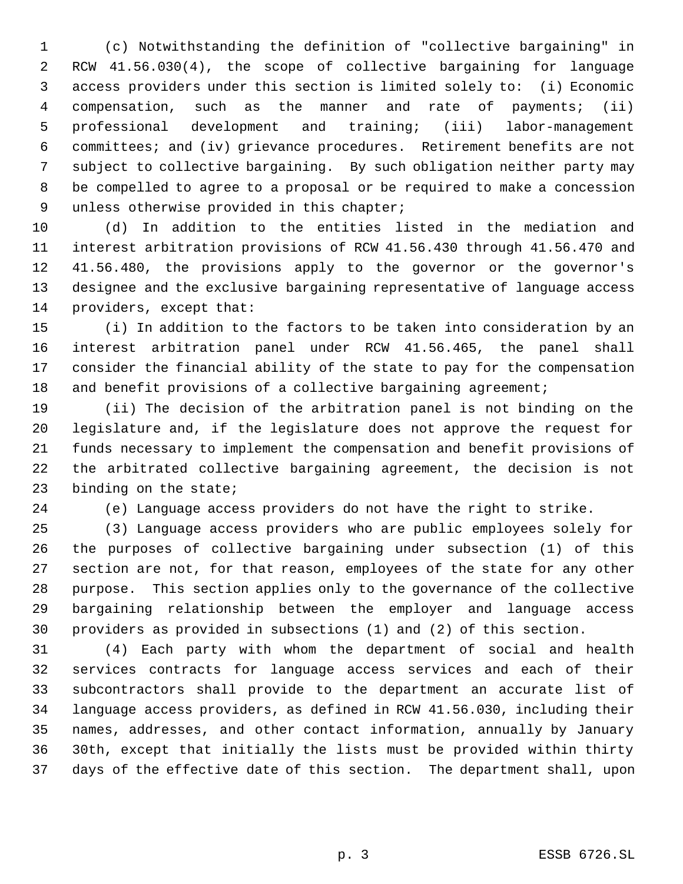(c) Notwithstanding the definition of "collective bargaining" in RCW 41.56.030(4), the scope of collective bargaining for language access providers under this section is limited solely to: (i) Economic compensation, such as the manner and rate of payments; (ii) professional development and training; (iii) labor-management committees; and (iv) grievance procedures. Retirement benefits are not subject to collective bargaining. By such obligation neither party may be compelled to agree to a proposal or be required to make a concession unless otherwise provided in this chapter;

(d) In addition to the entities listed in the mediation and interest arbitration provisions of RCW 41.56.430 through 41.56.470 and 41.56.480, the provisions apply to the governor or the governor's designee and the exclusive bargaining representative of language access providers, except that:

(i) In addition to the factors to be taken into consideration by an interest arbitration panel under RCW 41.56.465, the panel shall consider the financial ability of the state to pay for the compensation and benefit provisions of a collective bargaining agreement;

(ii) The decision of the arbitration panel is not binding on the legislature and, if the legislature does not approve the request for funds necessary to implement the compensation and benefit provisions of the arbitrated collective bargaining agreement, the decision is not binding on the state;

(e) Language access providers do not have the right to strike.

(3) Language access providers who are public employees solely for the purposes of collective bargaining under subsection (1) of this section are not, for that reason, employees of the state for any other purpose. This section applies only to the governance of the collective bargaining relationship between the employer and language access providers as provided in subsections (1) and (2) of this section.

(4) Each party with whom the department of social and health services contracts for language access services and each of their subcontractors shall provide to the department an accurate list of language access providers, as defined in RCW 41.56.030, including their names, addresses, and other contact information, annually by January 30th, except that initially the lists must be provided within thirty days of the effective date of this section. The department shall, upon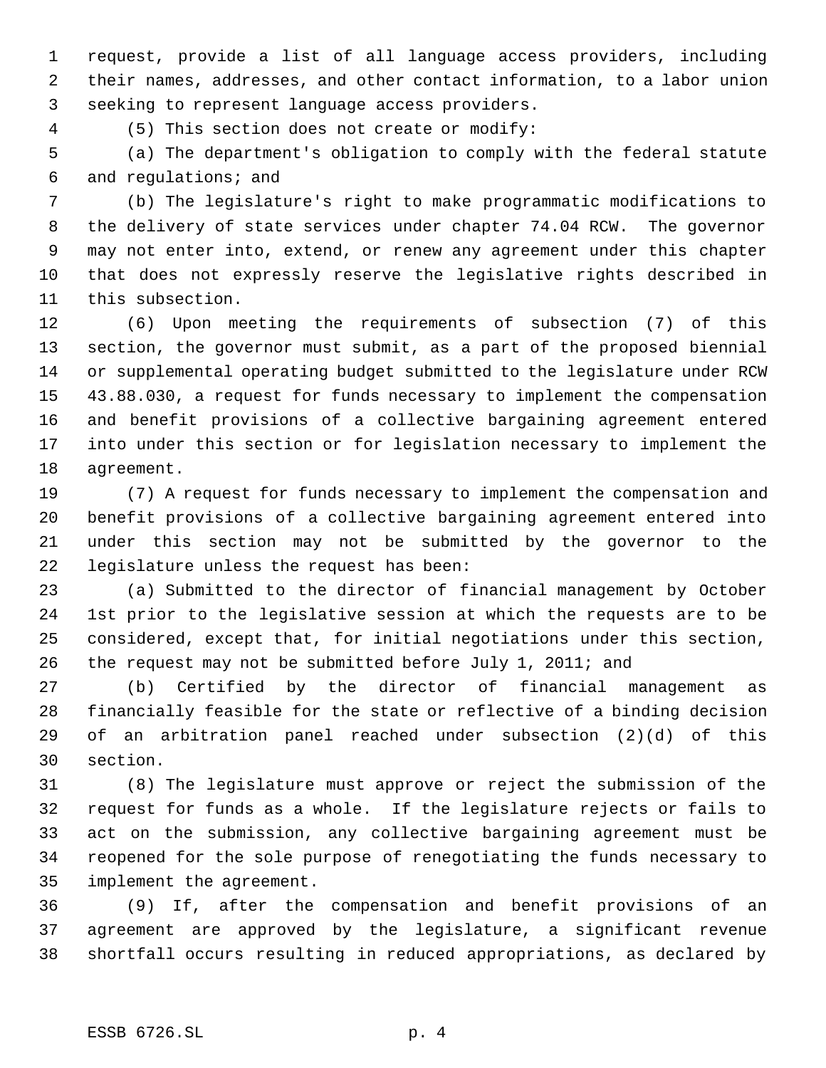request, provide a list of all language access providers, including their names, addresses, and other contact information, to a labor union seeking to represent language access providers.

(5) This section does not create or modify:

(a) The department's obligation to comply with the federal statute and regulations; and

(b) The legislature's right to make programmatic modifications to the delivery of state services under chapter 74.04 RCW. The governor may not enter into, extend, or renew any agreement under this chapter that does not expressly reserve the legislative rights described in this subsection.

(6) Upon meeting the requirements of subsection (7) of this section, the governor must submit, as a part of the proposed biennial or supplemental operating budget submitted to the legislature under RCW 43.88.030, a request for funds necessary to implement the compensation and benefit provisions of a collective bargaining agreement entered into under this section or for legislation necessary to implement the agreement.

(7) A request for funds necessary to implement the compensation and benefit provisions of a collective bargaining agreement entered into under this section may not be submitted by the governor to the legislature unless the request has been:

(a) Submitted to the director of financial management by October 1st prior to the legislative session at which the requests are to be considered, except that, for initial negotiations under this section, the request may not be submitted before July 1, 2011; and

(b) Certified by the director of financial management as financially feasible for the state or reflective of a binding decision of an arbitration panel reached under subsection (2)(d) of this section.

(8) The legislature must approve or reject the submission of the request for funds as a whole. If the legislature rejects or fails to act on the submission, any collective bargaining agreement must be reopened for the sole purpose of renegotiating the funds necessary to implement the agreement.

(9) If, after the compensation and benefit provisions of an agreement are approved by the legislature, a significant revenue shortfall occurs resulting in reduced appropriations, as declared by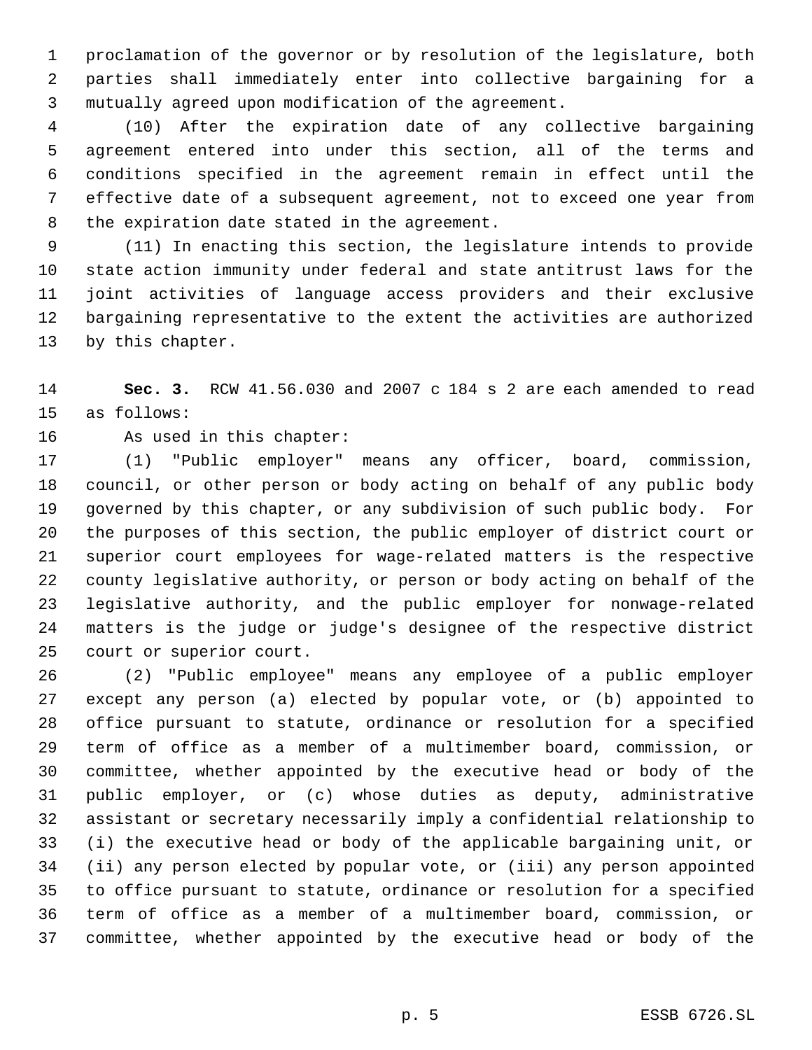proclamation of the governor or by resolution of the legislature, both parties shall immediately enter into collective bargaining for a mutually agreed upon modification of the agreement.

(10) After the expiration date of any collective bargaining agreement entered into under this section, all of the terms and conditions specified in the agreement remain in effect until the effective date of a subsequent agreement, not to exceed one year from the expiration date stated in the agreement.

(11) In enacting this section, the legislature intends to provide state action immunity under federal and state antitrust laws for the joint activities of language access providers and their exclusive bargaining representative to the extent the activities are authorized by this chapter.

**Sec. 3.** RCW 41.56.030 and 2007 c 184 s 2 are each amended to read as follows:

As used in this chapter:

(1) "Public employer" means any officer, board, commission, council, or other person or body acting on behalf of any public body governed by this chapter, or any subdivision of such public body. For the purposes of this section, the public employer of district court or superior court employees for wage-related matters is the respective county legislative authority, or person or body acting on behalf of the legislative authority, and the public employer for nonwage-related matters is the judge or judge's designee of the respective district court or superior court.

(2) "Public employee" means any employee of a public employer except any person (a) elected by popular vote, or (b) appointed to office pursuant to statute, ordinance or resolution for a specified term of office as a member of a multimember board, commission, or committee, whether appointed by the executive head or body of the public employer, or (c) whose duties as deputy, administrative assistant or secretary necessarily imply a confidential relationship to (i) the executive head or body of the applicable bargaining unit, or (ii) any person elected by popular vote, or (iii) any person appointed to office pursuant to statute, ordinance or resolution for a specified term of office as a member of a multimember board, commission, or committee, whether appointed by the executive head or body of the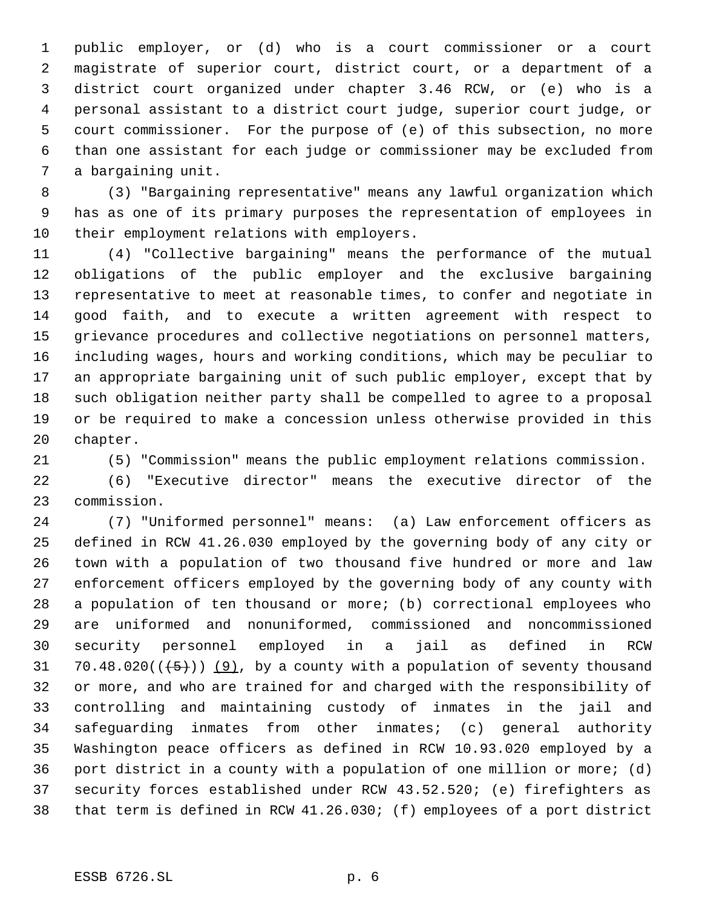public employer, or (d) who is a court commissioner or a court magistrate of superior court, district court, or a department of a district court organized under chapter 3.46 RCW, or (e) who is a personal assistant to a district court judge, superior court judge, or court commissioner. For the purpose of (e) of this subsection, no more than one assistant for each judge or commissioner may be excluded from a bargaining unit.

(3) "Bargaining representative" means any lawful organization which has as one of its primary purposes the representation of employees in their employment relations with employers.

(4) "Collective bargaining" means the performance of the mutual obligations of the public employer and the exclusive bargaining representative to meet at reasonable times, to confer and negotiate in good faith, and to execute a written agreement with respect to grievance procedures and collective negotiations on personnel matters, including wages, hours and working conditions, which may be peculiar to an appropriate bargaining unit of such public employer, except that by such obligation neither party shall be compelled to agree to a proposal or be required to make a concession unless otherwise provided in this chapter.

(5) "Commission" means the public employment relations commission.

(6) "Executive director" means the executive director of the commission.

(7) "Uniformed personnel" means: (a) Law enforcement officers as defined in RCW 41.26.030 employed by the governing body of any city or town with a population of two thousand five hundred or more and law enforcement officers employed by the governing body of any county with a population of ten thousand or more; (b) correctional employees who are uniformed and nonuniformed, commissioned and noncommissioned security personnel employed in a jail as defined in RCW 70.48.020((~~(5)~~)) (9), by a county with a population of seventy thousand or more, and who are trained for and charged with the responsibility of controlling and maintaining custody of inmates in the jail and safeguarding inmates from other inmates; (c) general authority Washington peace officers as defined in RCW 10.93.020 employed by a port district in a county with a population of one million or more; (d) security forces established under RCW 43.52.520; (e) firefighters as that term is defined in RCW 41.26.030; (f) employees of a port district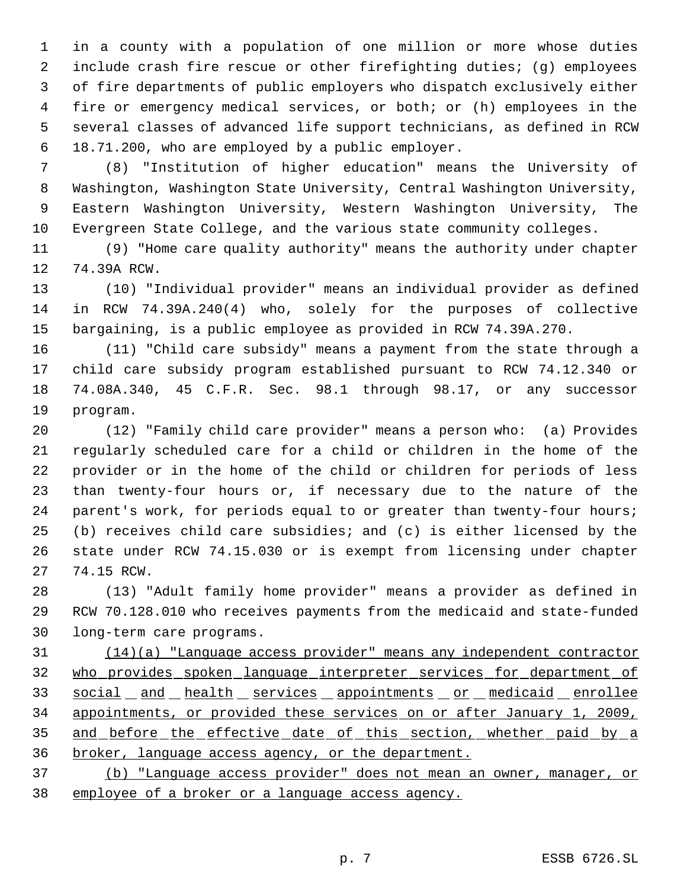in a county with a population of one million or more whose duties include crash fire rescue or other firefighting duties; (g) employees of fire departments of public employers who dispatch exclusively either fire or emergency medical services, or both; or (h) employees in the several classes of advanced life support technicians, as defined in RCW 18.71.200, who are employed by a public employer.

(8) "Institution of higher education" means the University of Washington, Washington State University, Central Washington University, Eastern Washington University, Western Washington University, The Evergreen State College, and the various state community colleges.

(9) "Home care quality authority" means the authority under chapter 74.39A RCW.

(10) "Individual provider" means an individual provider as defined in RCW 74.39A.240(4) who, solely for the purposes of collective bargaining, is a public employee as provided in RCW 74.39A.270.

(11) "Child care subsidy" means a payment from the state through a child care subsidy program established pursuant to RCW 74.12.340 or 74.08A.340, 45 C.F.R. Sec. 98.1 through 98.17, or any successor program.

(12) "Family child care provider" means a person who: (a) Provides regularly scheduled care for a child or children in the home of the provider or in the home of the child or children for periods of less than twenty-four hours or, if necessary due to the nature of the parent's work, for periods equal to or greater than twenty-four hours; (b) receives child care subsidies; and (c) is either licensed by the state under RCW 74.15.030 or is exempt from licensing under chapter 74.15 RCW.

(13) "Adult family home provider" means a provider as defined in RCW 70.128.010 who receives payments from the medicaid and state-funded long-term care programs.

<u>(14)(a) "Language access provider" means any independent contractor who provides spoken language interpreter services for department of social and health services appointments or medicaid enrollee appointments, or provided these services on or after January 1, 2009, and before the effective date of this section, whether paid by a broker, language access agency, or the department.</u>

<u>(b) "Language access provider" does not mean an owner, manager, or employee of a broker or a language access agency.</u>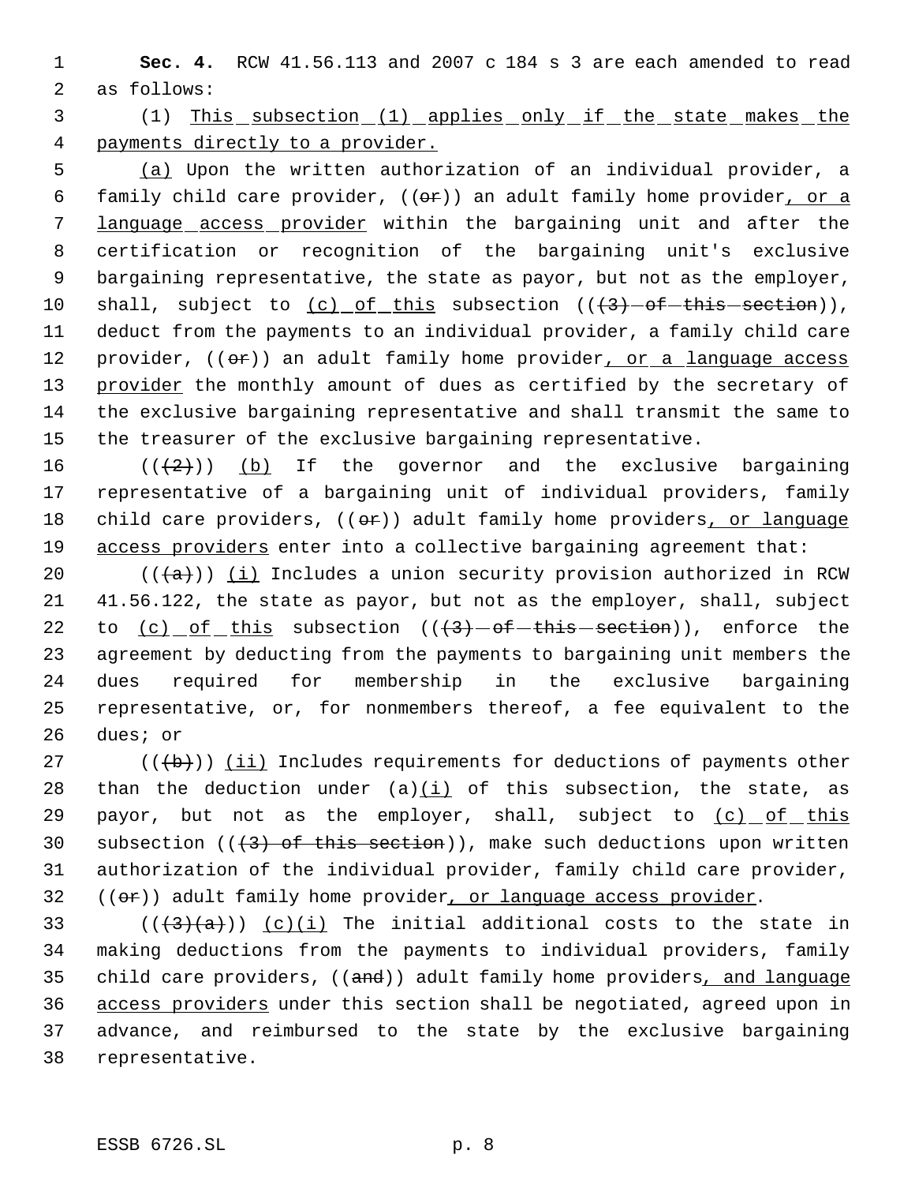**Sec. 4.** RCW 41.56.113 and 2007 c 184 s 3 are each amended to read as follows:

(1) This subsection (1) applies only if the state makes the payments directly to a provider.

(a) Upon the written authorization of an individual provider, a family child care provider, ((or)) an adult family home provider, or a language access provider within the bargaining unit and after the certification or recognition of the bargaining unit's exclusive bargaining representative, the state as payor, but not as the employer, shall, subject to (c) of this subsection (((3) of this section)), deduct from the payments to an individual provider, a family child care provider, ((or)) an adult family home provider, or a language access provider the monthly amount of dues as certified by the secretary of the exclusive bargaining representative and shall transmit the same to the treasurer of the exclusive bargaining representative.

(((2))) (b) If the governor and the exclusive bargaining representative of a bargaining unit of individual providers, family child care providers, ((or)) adult family home providers, or language access providers enter into a collective bargaining agreement that:

(((a))) (i) Includes a union security provision authorized in RCW 41.56.122, the state as payor, but not as the employer, shall, subject to (c) of this subsection (((3) of this section)), enforce the agreement by deducting from the payments to bargaining unit members the dues required for membership in the exclusive bargaining representative, or, for nonmembers thereof, a fee equivalent to the dues; or

(((b))) (ii) Includes requirements for deductions of payments other than the deduction under (a)(i) of this subsection, the state, as payor, but not as the employer, shall, subject to (c) of this subsection (((3) of this section)), make such deductions upon written authorization of the individual provider, family child care provider, ((or)) adult family home provider, or language access provider.

(((3)(a))) (c)(i) The initial additional costs to the state in making deductions from the payments to individual providers, family child care providers, ((and)) adult family home providers, and language access providers under this section shall be negotiated, agreed upon in advance, and reimbursed to the state by the exclusive bargaining representative.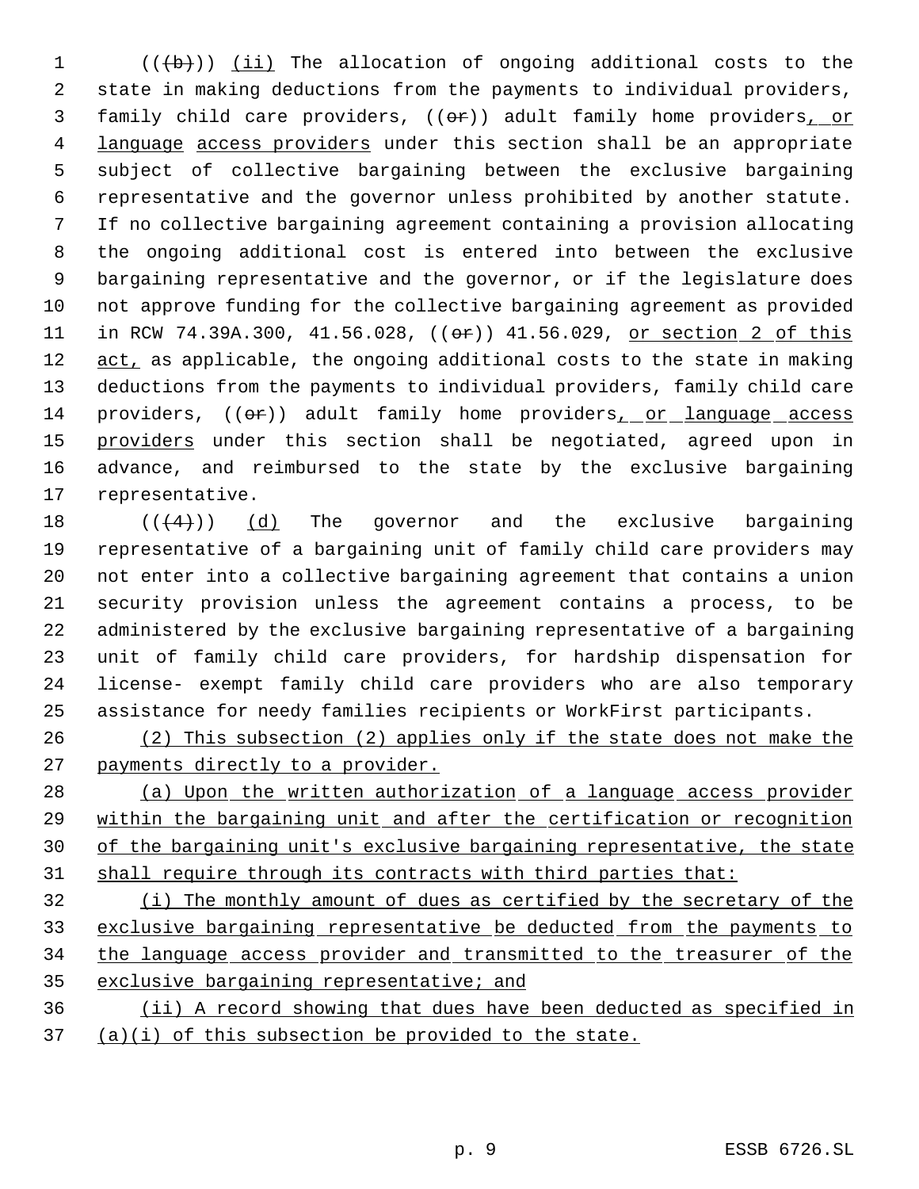((~~(b)~~)) <u>(ii)</u> The allocation of ongoing additional costs to the state in making deductions from the payments to individual providers, family child care providers, ((~~or~~)) adult family home providers<u>, or language access providers</u> under this section shall be an appropriate subject of collective bargaining between the exclusive bargaining representative and the governor unless prohibited by another statute. If no collective bargaining agreement containing a provision allocating the ongoing additional cost is entered into between the exclusive bargaining representative and the governor, or if the legislature does not approve funding for the collective bargaining agreement as provided in RCW 74.39A.300, 41.56.028, ((~~or~~)) 41.56.029, <u>or section 2 of this act,</u> as applicable, the ongoing additional costs to the state in making deductions from the payments to individual providers, family child care providers, ((~~or~~)) adult family home providers<u>, or language access providers</u> under this section shall be negotiated, agreed upon in advance, and reimbursed to the state by the exclusive bargaining representative.

((~~(4)~~)) <u>(d)</u> The governor and the exclusive bargaining representative of a bargaining unit of family child care providers may not enter into a collective bargaining agreement that contains a union security provision unless the agreement contains a process, to be administered by the exclusive bargaining representative of a bargaining unit of family child care providers, for hardship dispensation for license- exempt family child care providers who are also temporary assistance for needy families recipients or WorkFirst participants.

<u>(2) This subsection (2) applies only if the state does not make the payments directly to a provider.</u>

<u>(a) Upon the written authorization of a language access provider within the bargaining unit and after the certification or recognition of the bargaining unit's exclusive bargaining representative, the state shall require through its contracts with third parties that:</u>

<u>(i) The monthly amount of dues as certified by the secretary of the exclusive bargaining representative be deducted from the payments to the language access provider and transmitted to the treasurer of the exclusive bargaining representative; and</u>

<u>(ii) A record showing that dues have been deducted as specified in (a)(i) of this subsection be provided to the state.</u>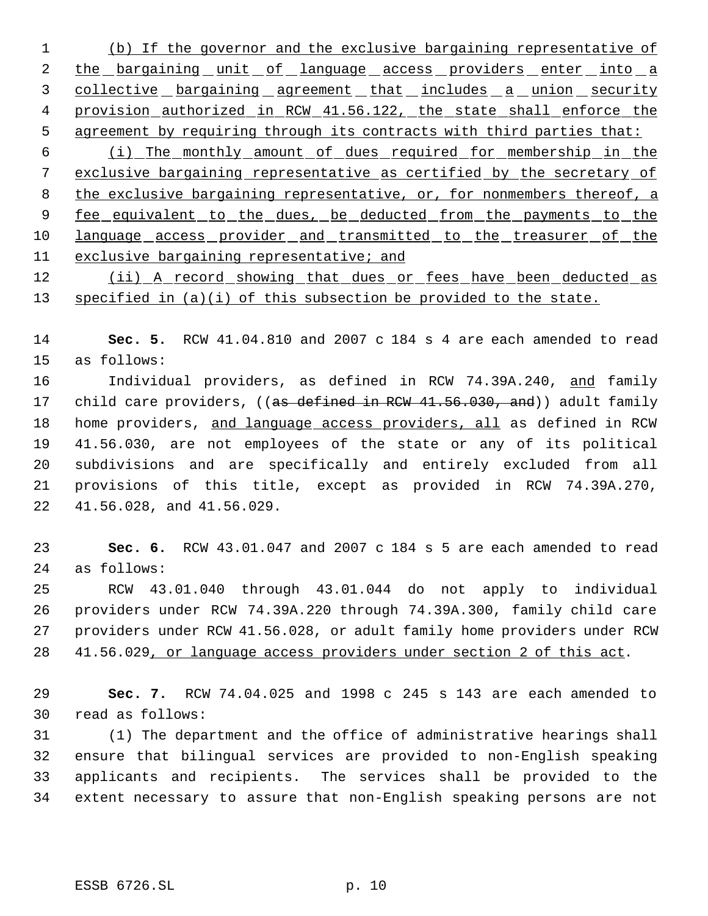(b) If the governor and the exclusive bargaining representative of the bargaining unit of language access providers enter into a collective bargaining agreement that includes a union security provision authorized in RCW 41.56.122, the state shall enforce the agreement by requiring through its contracts with third parties that:

(i) The monthly amount of dues required for membership in the exclusive bargaining representative as certified by the secretary of the exclusive bargaining representative, or, for nonmembers thereof, a fee equivalent to the dues, be deducted from the payments to the language access provider and transmitted to the treasurer of the exclusive bargaining representative; and

(ii) A record showing that dues or fees have been deducted as specified in (a)(i) of this subsection be provided to the state.

**Sec. 5.** RCW 41.04.810 and 2007 c 184 s 4 are each amended to read as follows:

Individual providers, as defined in RCW 74.39A.240, and family child care providers, ((~~as defined in RCW 41.56.030, and~~)) adult family home providers, and language access providers, all as defined in RCW 41.56.030, are not employees of the state or any of its political subdivisions and are specifically and entirely excluded from all provisions of this title, except as provided in RCW 74.39A.270, 41.56.028, and 41.56.029.

**Sec. 6.** RCW 43.01.047 and 2007 c 184 s 5 are each amended to read as follows:

RCW 43.01.040 through 43.01.044 do not apply to individual providers under RCW 74.39A.220 through 74.39A.300, family child care providers under RCW 41.56.028, or adult family home providers under RCW 41.56.029, or language access providers under section 2 of this act.

**Sec. 7.** RCW 74.04.025 and 1998 c 245 s 143 are each amended to read as follows:

(1) The department and the office of administrative hearings shall ensure that bilingual services are provided to non-English speaking applicants and recipients. The services shall be provided to the extent necessary to assure that non-English speaking persons are not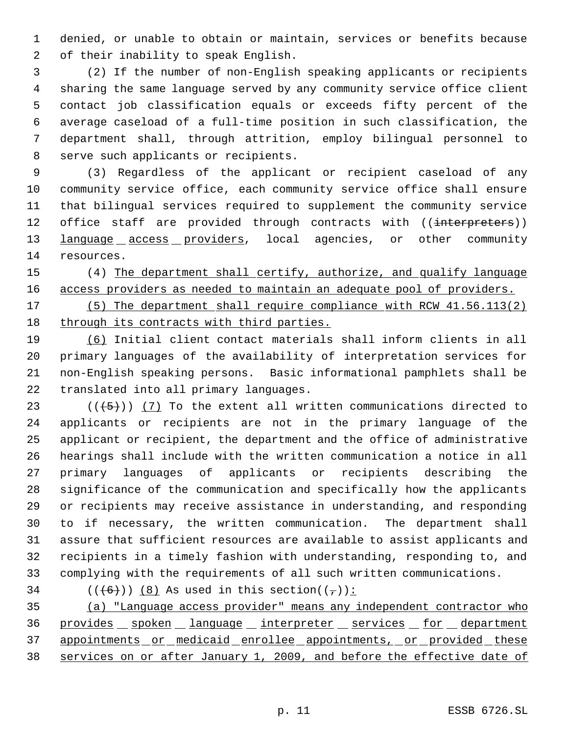denied, or unable to obtain or maintain, services or benefits because of their inability to speak English.

(2) If the number of non-English speaking applicants or recipients sharing the same language served by any community service office client contact job classification equals or exceeds fifty percent of the average caseload of a full-time position in such classification, the department shall, through attrition, employ bilingual personnel to serve such applicants or recipients.

(3) Regardless of the applicant or recipient caseload of any community service office, each community service office shall ensure that bilingual services required to supplement the community service office staff are provided through contracts with ((~~interpreters~~)) language access providers, local agencies, or other community resources.

(4) The department shall certify, authorize, and qualify language access providers as needed to maintain an adequate pool of providers.

(5) The department shall require compliance with RCW 41.56.113(2) through its contracts with third parties.

(6) Initial client contact materials shall inform clients in all primary languages of the availability of interpretation services for non-English speaking persons. Basic informational pamphlets shall be translated into all primary languages.

((~~(5)~~)) (7) To the extent all written communications directed to applicants or recipients are not in the primary language of the applicant or recipient, the department and the office of administrative hearings shall include with the written communication a notice in all primary languages of applicants or recipients describing the significance of the communication and specifically how the applicants or recipients may receive assistance in understanding, and responding to if necessary, the written communication. The department shall assure that sufficient resources are available to assist applicants and recipients in a timely fashion with understanding, responding to, and complying with the requirements of all such written communications.

((~~(6)~~)) (8) As used in this section((~~,~~)):

(a) "Language access provider" means any independent contractor who provides spoken language interpreter services for department appointments or medicaid enrollee appointments, or provided these services on or after January 1, 2009, and before the effective date of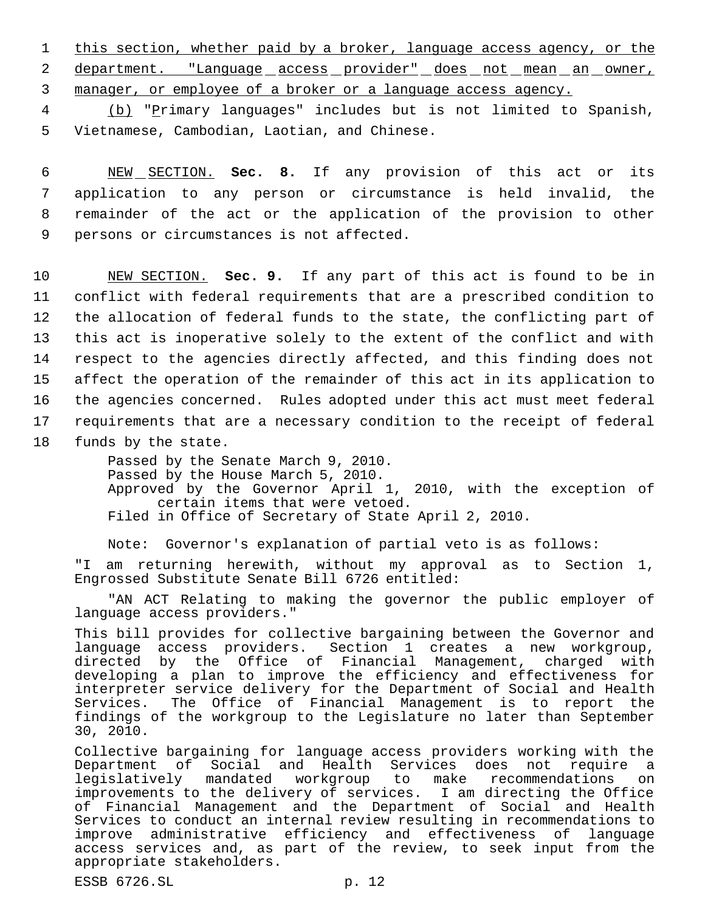this section, whether paid by a broker, language access agency, or the department. "Language access provider" does not mean an owner, manager, or employee of a broker or a language access agency.

(b) "Primary languages" includes but is not limited to Spanish, Vietnamese, Cambodian, Laotian, and Chinese.

NEW SECTION. **Sec. 8.** If any provision of this act or its application to any person or circumstance is held invalid, the remainder of the act or the application of the provision to other persons or circumstances is not affected.

NEW SECTION. **Sec. 9.** If any part of this act is found to be in conflict with federal requirements that are a prescribed condition to the allocation of federal funds to the state, the conflicting part of this act is inoperative solely to the extent of the conflict and with respect to the agencies directly affected, and this finding does not affect the operation of the remainder of this act in its application to the agencies concerned. Rules adopted under this act must meet federal requirements that are a necessary condition to the receipt of federal funds by the state.

Passed by the Senate March 9, 2010.
Passed by the House March 5, 2010.
Approved by the Governor April 1, 2010, with the exception of certain items that were vetoed.
Filed in Office of Secretary of State April 2, 2010.

Note: Governor's explanation of partial veto is as follows:

"I am returning herewith, without my approval as to Section 1, Engrossed Substitute Senate Bill 6726 entitled:

"AN ACT Relating to making the governor the public employer of language access providers."

This bill provides for collective bargaining between the Governor and language access providers. Section 1 creates a new workgroup, directed by the Office of Financial Management, charged with developing a plan to improve the efficiency and effectiveness for interpreter service delivery for the Department of Social and Health Services. The Office of Financial Management is to report the findings of the workgroup to the Legislature no later than September 30, 2010.

Collective bargaining for language access providers working with the Department of Social and Health Services does not require a legislatively mandated workgroup to make recommendations on improvements to the delivery of services. I am directing the Office of Financial Management and the Department of Social and Health Services to conduct an internal review resulting in recommendations to improve administrative efficiency and effectiveness of language access services and, as part of the review, to seek input from the appropriate stakeholders.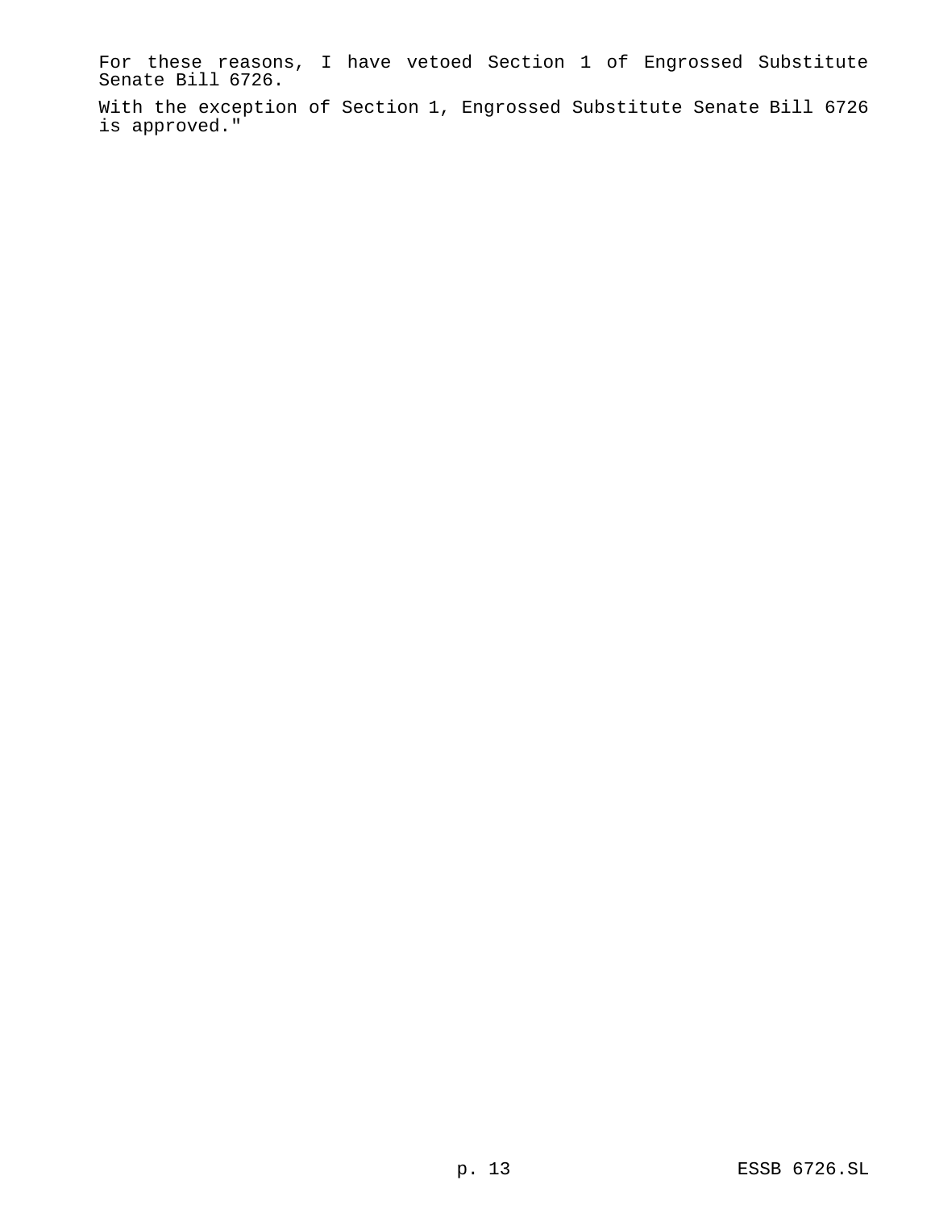For these reasons, I have vetoed Section 1 of Engrossed Substitute Senate Bill 6726.

With the exception of Section 1, Engrossed Substitute Senate Bill 6726 is approved."